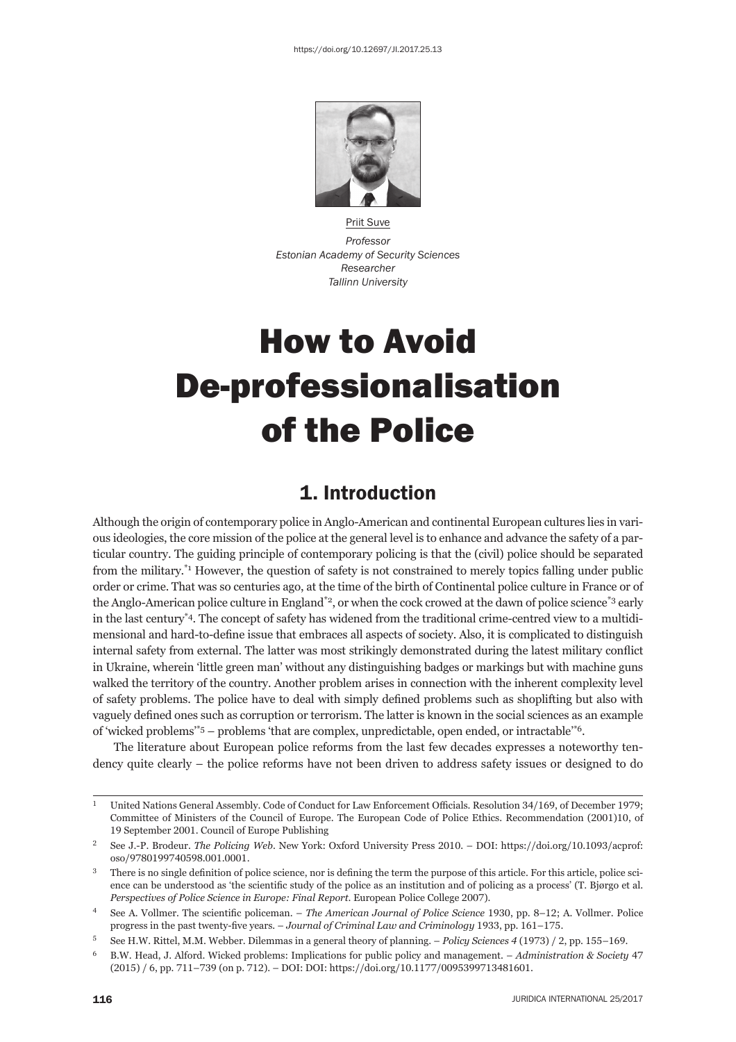https://doi.org/10.12697/JI.2017.25.13

Priit Suve

*Professor*
*Estonian Academy of Security Sciences*
*Researcher*
*Tallinn University*

# How to Avoid De-professionalisation of the Police

## 1. Introduction

Although the origin of contemporary police in Anglo-American and continental European cultures lies in various ideologies, the core mission of the police at the general level is to enhance and advance the safety of a particular country. The guiding principle of contemporary policing is that the (civil) police should be separated from the military.[1] However, the question of safety is not constrained to merely topics falling under public order or crime. That was so centuries ago, at the time of the birth of Continental police culture in France or of the Anglo-American police culture in England[2], or when the cock crowed at the dawn of police science[3] early in the last century[4]. The concept of safety has widened from the traditional crime-centred view to a multidimensional and hard-to-define issue that embraces all aspects of society. Also, it is complicated to distinguish internal safety from external. The latter was most strikingly demonstrated during the latest military conflict in Ukraine, wherein 'little green man' without any distinguishing badges or markings but with machine guns walked the territory of the country. Another problem arises in connection with the inherent complexity level of safety problems. The police have to deal with simply defined problems such as shoplifting but also with vaguely defined ones such as corruption or terrorism. The latter is known in the social sciences as an example of 'wicked problems'[5] – problems 'that are complex, unpredictable, open ended, or intractable'[6].

The literature about European police reforms from the last few decades expresses a noteworthy tendency quite clearly – the police reforms have not been driven to address safety issues or designed to do

---

[1] United Nations General Assembly. Code of Conduct for Law Enforcement Officials. Resolution 34/169, of December 1979; Committee of Ministers of the Council of Europe. The European Code of Police Ethics. Recommendation (2001)10, of 19 September 2001. Council of Europe Publishing

[2] See J.-P. Brodeur. *The Policing Web*. New York: Oxford University Press 2010. – DOI: https://doi.org/10.1093/acprof:oso/9780199740598.001.0001.

[3] There is no single definition of police science, nor is defining the term the purpose of this article. For this article, police science can be understood as 'the scientific study of the police as an institution and of policing as a process' (T. Bjørgo et al. *Perspectives of Police Science in Europe: Final Report*. European Police College 2007).

[4] See A. Vollmer. The scientific policeman. – *The American Journal of Police Science* 1930, pp. 8–12; A. Vollmer. Police progress in the past twenty-five years. – *Journal of Criminal Law and Criminology* 1933, pp. 161–175.

[5] See H.W. Rittel, M.M. Webber. Dilemmas in a general theory of planning. – *Policy Sciences 4* (1973) / 2, pp. 155–169.

[6] B.W. Head, J. Alford. Wicked problems: Implications for public policy and management. – *Administration & Society* 47 (2015) / 6, pp. 711–739 (on p. 712). – DOI: DOI: https://doi.org/10.1177/0095399713481601.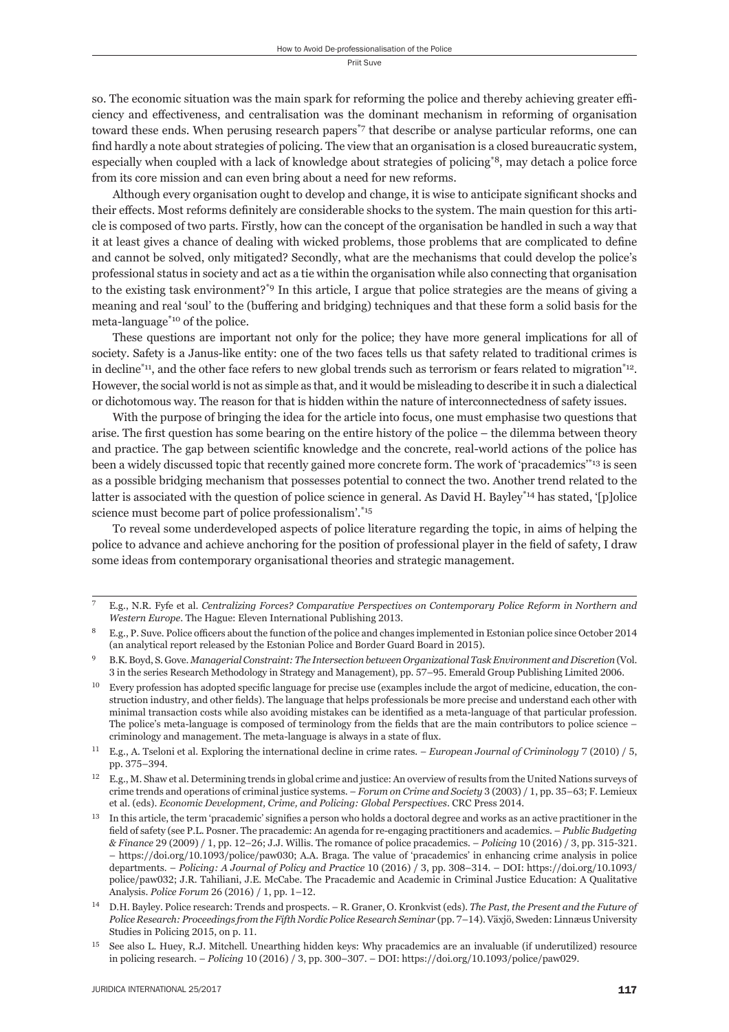so. The economic situation was the main spark for reforming the police and thereby achieving greater efficiency and effectiveness, and centralisation was the dominant mechanism in reforming of organisation toward these ends. When perusing research papers[*7] that describe or analyse particular reforms, one can find hardly a note about strategies of policing. The view that an organisation is a closed bureaucratic system, especially when coupled with a lack of knowledge about strategies of policing[*8], may detach a police force from its core mission and can even bring about a need for new reforms.

Although every organisation ought to develop and change, it is wise to anticipate significant shocks and their effects. Most reforms definitely are considerable shocks to the system. The main question for this article is composed of two parts. Firstly, how can the concept of the organisation be handled in such a way that it at least gives a chance of dealing with wicked problems, those problems that are complicated to define and cannot be solved, only mitigated? Secondly, what are the mechanisms that could develop the police's professional status in society and act as a tie within the organisation while also connecting that organisation to the existing task environment?[*9] In this article, I argue that police strategies are the means of giving a meaning and real 'soul' to the (buffering and bridging) techniques and that these form a solid basis for the meta-language[*10] of the police.

These questions are important not only for the police; they have more general implications for all of society. Safety is a Janus-like entity: one of the two faces tells us that safety related to traditional crimes is in decline[*11], and the other face refers to new global trends such as terrorism or fears related to migration[*12]. However, the social world is not as simple as that, and it would be misleading to describe it in such a dialectical or dichotomous way. The reason for that is hidden within the nature of interconnectedness of safety issues.

With the purpose of bringing the idea for the article into focus, one must emphasise two questions that arise. The first question has some bearing on the entire history of the police – the dilemma between theory and practice. The gap between scientific knowledge and the concrete, real-world actions of the police has been a widely discussed topic that recently gained more concrete form. The work of 'pracademics'[*13] is seen as a possible bridging mechanism that possesses potential to connect the two. Another trend related to the latter is associated with the question of police science in general. As David H. Bayley[*14] has stated, '[p]olice science must become part of police professionalism'.[*15]

To reveal some underdeveloped aspects of police literature regarding the topic, in aims of helping the police to advance and achieve anchoring for the position of professional player in the field of safety, I draw some ideas from contemporary organisational theories and strategic management.

---

7 E.g., N.R. Fyfe et al. *Centralizing Forces? Comparative Perspectives on Contemporary Police Reform in Northern and Western Europe*. The Hague: Eleven International Publishing 2013.

8 E.g., P. Suve. Police officers about the function of the police and changes implemented in Estonian police since October 2014 (an analytical report released by the Estonian Police and Border Guard Board in 2015).

9 B.K. Boyd, S. Gove. *Managerial Constraint: The Intersection between Organizational Task Environment and Discretion* (Vol. 3 in the series Research Methodology in Strategy and Management), pp. 57–95. Emerald Group Publishing Limited 2006.

10 Every profession has adopted specific language for precise use (examples include the argot of medicine, education, the construction industry, and other fields). The language that helps professionals be more precise and understand each other with minimal transaction costs while also avoiding mistakes can be identified as a meta-language of that particular profession. The police's meta-language is composed of terminology from the fields that are the main contributors to police science – criminology and management. The meta-language is always in a state of flux.

11 E.g., A. Tseloni et al. Exploring the international decline in crime rates. – *European Journal of Criminology* 7 (2010) / 5, pp. 375–394.

12 E.g., M. Shaw et al. Determining trends in global crime and justice: An overview of results from the United Nations surveys of crime trends and operations of criminal justice systems. – *Forum on Crime and Society* 3 (2003) / 1, pp. 35–63; F. Lemieux et al. (eds). *Economic Development, Crime, and Policing: Global Perspectives*. CRC Press 2014.

13 In this article, the term 'pracademic' signifies a person who holds a doctoral degree and works as an active practitioner in the field of safety (see P.L. Posner. The pracademic: An agenda for re-engaging practitioners and academics. – *Public Budgeting & Finance* 29 (2009) / 1, pp. 12–26; J.J. Willis. The romance of police pracademics. – *Policing* 10 (2016) / 3, pp. 315-321. – https://doi.org/10.1093/police/paw030; A.A. Braga. The value of 'pracademics' in enhancing crime analysis in police departments. – *Policing: A Journal of Policy and Practice* 10 (2016) / 3, pp. 308–314. – DOI: https://doi.org/10.1093/police/paw032; J.R. Tahiliani, J.E. McCabe. The Pracademic and Academic in Criminal Justice Education: A Qualitative Analysis. *Police Forum* 26 (2016) / 1, pp. 1–12.

14 D.H. Bayley. Police research: Trends and prospects. – R. Graner, O. Kronkvist (eds). *The Past, the Present and the Future of Police Research: Proceedings from the Fifth Nordic Police Research Seminar* (pp. 7–14). Växjö, Sweden: Linnæus University Studies in Policing 2015, on p. 11.

15 See also L. Huey, R.J. Mitchell. Unearthing hidden keys: Why pracademics are an invaluable (if underutilized) resource in policing research. – *Policing* 10 (2016) / 3, pp. 300–307. – DOI: https://doi.org/10.1093/police/paw029.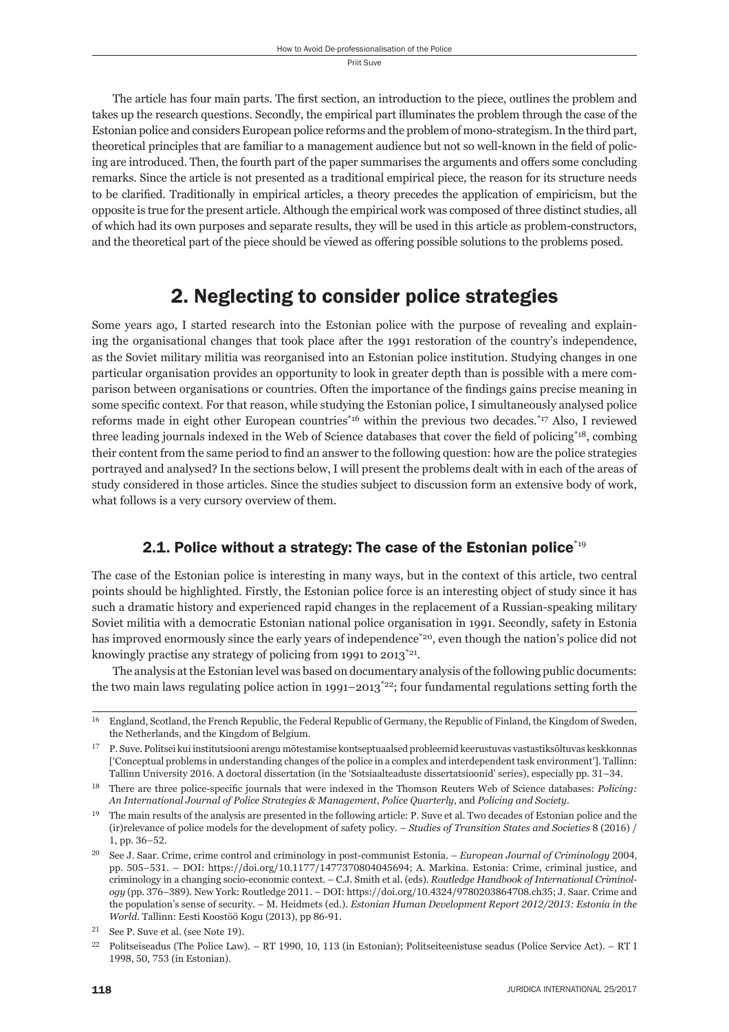The article has four main parts. The first section, an introduction to the piece, outlines the problem and takes up the research questions. Secondly, the empirical part illuminates the problem through the case of the Estonian police and considers European police reforms and the problem of mono-strategism. In the third part, theoretical principles that are familiar to a management audience but not so well-known in the field of policing are introduced. Then, the fourth part of the paper summarises the arguments and offers some concluding remarks. Since the article is not presented as a traditional empirical piece, the reason for its structure needs to be clarified. Traditionally in empirical articles, a theory precedes the application of empiricism, but the opposite is true for the present article. Although the empirical work was composed of three distinct studies, all of which had its own purposes and separate results, they will be used in this article as problem-constructors, and the theoretical part of the piece should be viewed as offering possible solutions to the problems posed.

## 2. Neglecting to consider police strategies

Some years ago, I started research into the Estonian police with the purpose of revealing and explaining the organisational changes that took place after the 1991 restoration of the country's independence, as the Soviet military militia was reorganised into an Estonian police institution. Studying changes in one particular organisation provides an opportunity to look in greater depth than is possible with a mere comparison between organisations or countries. Often the importance of the findings gains precise meaning in some specific context. For that reason, while studying the Estonian police, I simultaneously analysed police reforms made in eight other European countries[*16] within the previous two decades.[*17] Also, I reviewed three leading journals indexed in the Web of Science databases that cover the field of policing[*18], combing their content from the same period to find an answer to the following question: how are the police strategies portrayed and analysed? In the sections below, I will present the problems dealt with in each of the areas of study considered in those articles. Since the studies subject to discussion form an extensive body of work, what follows is a very cursory overview of them.

### 2.1. Police without a strategy: The case of the Estonian police[*19]

The case of the Estonian police is interesting in many ways, but in the context of this article, two central points should be highlighted. Firstly, the Estonian police force is an interesting object of study since it has such a dramatic history and experienced rapid changes in the replacement of a Russian-speaking military Soviet militia with a democratic Estonian national police organisation in 1991. Secondly, safety in Estonia has improved enormously since the early years of independence[*20], even though the nation's police did not knowingly practise any strategy of policing from 1991 to 2013[*21].

The analysis at the Estonian level was based on documentary analysis of the following public documents: the two main laws regulating police action in 1991–2013[*22]; four fundamental regulations setting forth the

---

16 England, Scotland, the French Republic, the Federal Republic of Germany, the Republic of Finland, the Kingdom of Sweden, the Netherlands, and the Kingdom of Belgium.

17 P. Suve. Politsei kui institutsiooni arengu mõtestamise kontseptuaalsed probleemid keerustuvas vastastiksõltuvas keskkonnas ['Conceptual problems in understanding changes of the police in a complex and interdependent task environment']. Tallinn: Tallinn University 2016. A doctoral dissertation (in the 'Sotsiaalteaduste dissertatsioonid' series), especially pp. 31–34.

18 There are three police-specific journals that were indexed in the Thomson Reuters Web of Science databases: *Policing: An International Journal of Police Strategies & Management*, *Police Quarterly*, and *Policing and Society*.

19 The main results of the analysis are presented in the following article: P. Suve et al. Two decades of Estonian police and the (ir)relevance of police models for the development of safety policy. – *Studies of Transition States and Societies* 8 (2016) / 1, pp. 36–52.

20 See J. Saar. Crime, crime control and criminology in post-communist Estonia. – *European Journal of Criminology* 2004, pp. 505–531. – DOI: https://doi.org/10.1177/1477370804045694; A. Markina. Estonia: Crime, criminal justice, and criminology in a changing socio-economic context. – C.J. Smith et al. (eds). *Routledge Handbook of International Criminology* (pp. 376–389). New York: Routledge 2011. – DOI: https://doi.org/10.4324/9780203864708.ch35; J. Saar. Crime and the population's sense of security. – M. Heidmets (ed.). *Estonian Human Development Report 2012/2013: Estonia in the World*. Tallinn: Eesti Koostöö Kogu (2013), pp 86-91.

21 See P. Suve et al. (see Note 19).

22 Politseiseadus (The Police Law). – RT 1990, 10, 113 (in Estonian); Politseiteenistuse seadus (Police Service Act). – RT I 1998, 50, 753 (in Estonian).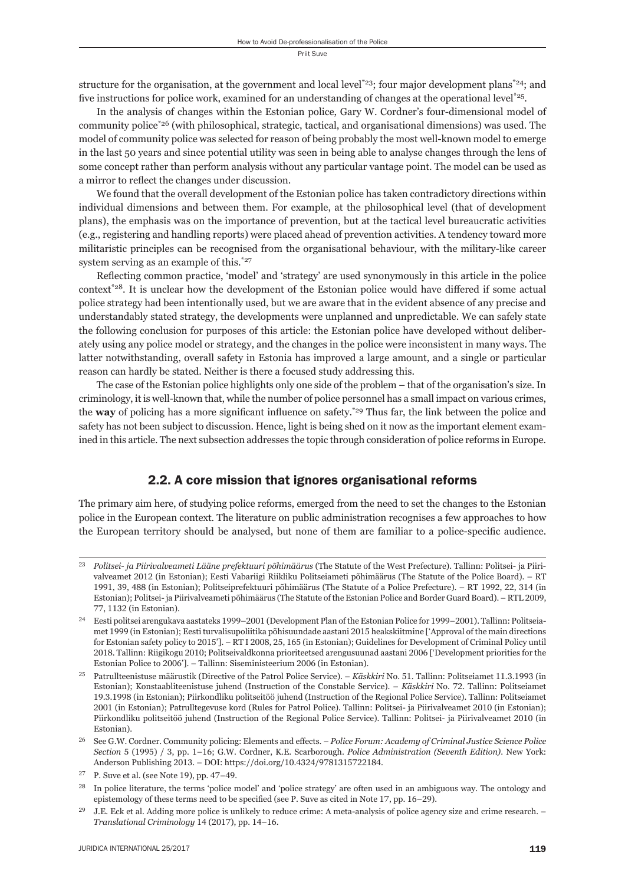structure for the organisation, at the government and local level[*23]; four major development plans[*24]; and five instructions for police work, examined for an understanding of changes at the operational level[*25].

In the analysis of changes within the Estonian police, Gary W. Cordner's four-dimensional model of community police[*26] (with philosophical, strategic, tactical, and organisational dimensions) was used. The model of community police was selected for reason of being probably the most well-known model to emerge in the last 50 years and since potential utility was seen in being able to analyse changes through the lens of some concept rather than perform analysis without any particular vantage point. The model can be used as a mirror to reflect the changes under discussion.

We found that the overall development of the Estonian police has taken contradictory directions within individual dimensions and between them. For example, at the philosophical level (that of development plans), the emphasis was on the importance of prevention, but at the tactical level bureaucratic activities (e.g., registering and handling reports) were placed ahead of prevention activities. A tendency toward more militaristic principles can be recognised from the organisational behaviour, with the military-like career system serving as an example of this.[*27]

Reflecting common practice, 'model' and 'strategy' are used synonymously in this article in the police context[*28]. It is unclear how the development of the Estonian police would have differed if some actual police strategy had been intentionally used, but we are aware that in the evident absence of any precise and understandably stated strategy, the developments were unplanned and unpredictable. We can safely state the following conclusion for purposes of this article: the Estonian police have developed without deliberately using any police model or strategy, and the changes in the police were inconsistent in many ways. The latter notwithstanding, overall safety in Estonia has improved a large amount, and a single or particular reason can hardly be stated. Neither is there a focused study addressing this.

The case of the Estonian police highlights only one side of the problem – that of the organisation's size. In criminology, it is well-known that, while the number of police personnel has a small impact on various crimes, the **way** of policing has a more significant influence on safety.[*29] Thus far, the link between the police and safety has not been subject to discussion. Hence, light is being shed on it now as the important element examined in this article. The next subsection addresses the topic through consideration of police reforms in Europe.

## 2.2. A core mission that ignores organisational reforms

The primary aim here, of studying police reforms, emerged from the need to set the changes to the Estonian police in the European context. The literature on public administration recognises a few approaches to how the European territory should be analysed, but none of them are familiar to a police-specific audience.

---

23 *Politsei- ja Piirivalveameti Lääne prefektuuri põhimäärus* (The Statute of the West Prefecture). Tallinn: Politsei- ja Piirivalveamet 2012 (in Estonian); Eesti Vabariigi Riikliku Politseiameti põhimäärus (The Statute of the Police Board). – RT 1991, 39, 488 (in Estonian); Politseiprefektuuri põhimäärus (The Statute of a Police Prefecture). – RT 1992, 22, 314 (in Estonian); Politsei- ja Piirivalveameti põhimäärus (The Statute of the Estonian Police and Border Guard Board). – RTL 2009, 77, 1132 (in Estonian).

24 Eesti politsei arengukava aastateks 1999–2001 (Development Plan of the Estonian Police for 1999–2001). Tallinn: Politseiamet 1999 (in Estonian); Eesti turvalisuspoliitika põhisuundade aastani 2015 heakskiitmine ['Approval of the main directions for Estonian safety policy to 2015']. – RT I 2008, 25, 165 (in Estonian); Guidelines for Development of Criminal Policy until 2018. Tallinn: Riigikogu 2010; Politseivaldkonna prioriteetsed arengusuunad aastani 2006 ['Development priorities for the Estonian Police to 2006']. – Tallinn: Siseministeerium 2006 (in Estonian).

25 Patrullteenistuse määrustik (Directive of the Patrol Police Service). – *Käskkiri* No. 51. Tallinn: Politseiamet 11.3.1993 (in Estonian); Konstaabliteenistuse juhend (Instruction of the Constable Service). – *Käskkiri* No. 72. Tallinn: Politseiamet 19.3.1998 (in Estonian); Piirkondliku politseitöö juhend (Instruction of the Regional Police Service). Tallinn: Politseiamet 2001 (in Estonian); Patrulltegevuse kord (Rules for Patrol Police). Tallinn: Politsei- ja Piirivalveamet 2010 (in Estonian); Piirkondliku politseitöö juhend (Instruction of the Regional Police Service). Tallinn: Politsei- ja Piirivalveamet 2010 (in Estonian).

26 See G.W. Cordner. Community policing: Elements and effects. – *Police Forum: Academy of Criminal Justice Science Police Section* 5 (1995) / 3, pp. 1–16; G.W. Cordner, K.E. Scarborough. *Police Administration (Seventh Edition)*. New York: Anderson Publishing 2013. – DOI: https://doi.org/10.4324/9781315722184.

27 P. Suve et al. (see Note 19), pp. 47–49.

28 In police literature, the terms 'police model' and 'police strategy' are often used in an ambiguous way. The ontology and epistemology of these terms need to be specified (see P. Suve as cited in Note 17, pp. 16–29).

29 J.E. Eck et al. Adding more police is unlikely to reduce crime: A meta-analysis of police agency size and crime research. – *Translational Criminology* 14 (2017), pp. 14–16.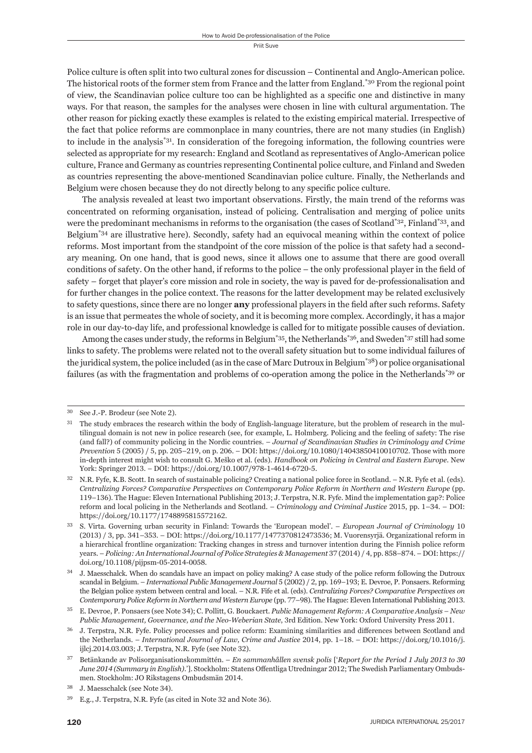Police culture is often split into two cultural zones for discussion – Continental and Anglo-American police. The historical roots of the former stem from France and the latter from England.[30] From the regional point of view, the Scandinavian police culture too can be highlighted as a specific one and distinctive in many ways. For that reason, the samples for the analyses were chosen in line with cultural argumentation. The other reason for picking exactly these examples is related to the existing empirical material. Irrespective of the fact that police reforms are commonplace in many countries, there are not many studies (in English) to include in the analysis[31]. In consideration of the foregoing information, the following countries were selected as appropriate for my research: England and Scotland as representatives of Anglo-American police culture, France and Germany as countries representing Continental police culture, and Finland and Sweden as countries representing the above-mentioned Scandinavian police culture. Finally, the Netherlands and Belgium were chosen because they do not directly belong to any specific police culture.

The analysis revealed at least two important observations. Firstly, the main trend of the reforms was concentrated on reforming organisation, instead of policing. Centralisation and merging of police units were the predominant mechanisms in reforms to the organisation (the cases of Scotland[32], Finland[33], and Belgium[34] are illustrative here). Secondly, safety had an equivocal meaning within the context of police reforms. Most important from the standpoint of the core mission of the police is that safety had a secondary meaning. On one hand, that is good news, since it allows one to assume that there are good overall conditions of safety. On the other hand, if reforms to the police – the only professional player in the field of safety – forget that player's core mission and role in society, the way is paved for de-professionalisation and for further changes in the police context. The reasons for the latter development may be related exclusively to safety questions, since there are no longer **any** professional players in the field after such reforms. Safety is an issue that permeates the whole of society, and it is becoming more complex. Accordingly, it has a major role in our day-to-day life, and professional knowledge is called for to mitigate possible causes of deviation.

Among the cases under study, the reforms in Belgium[35], the Netherlands[36], and Sweden[37] still had some links to safety. The problems were related not to the overall safety situation but to some individual failures of the juridical system, the police included (as in the case of Marc Dutroux in Belgium[38]) or police organisational failures (as with the fragmentation and problems of co-operation among the police in the Netherlands[39] or

---

30 See J.-P. Brodeur (see Note 2).

31 The study embraces the research within the body of English-language literature, but the problem of research in the multilingual domain is not new in police research (see, for example, L. Holmberg. Policing and the feeling of safety: The rise (and fall?) of community policing in the Nordic countries. – *Journal of Scandinavian Studies in Criminology and Crime Prevention* 5 (2005) / 5, pp. 205–219, on p. 206. – DOI: https://doi.org/10.1080/14043850410010702. Those with more in-depth interest might wish to consult G. Meško et al. (eds). *Handbook on Policing in Central and Eastern Europe*. New York: Springer 2013. – DOI: https://doi.org/10.1007/978-1-4614-6720-5.

32 N.R. Fyfe, K.B. Scott. In search of sustainable policing? Creating a national police force in Scotland. – N.R. Fyfe et al. (eds). *Centralizing Forces? Comparative Perspectives on Contemporary Police Reform in Northern and Western Europe* (pp. 119–136). The Hague: Eleven International Publishing 2013; J. Terpstra, N.R. Fyfe. Mind the implementation gap?: Police reform and local policing in the Netherlands and Scotland. – *Criminology and Criminal Justice* 2015, pp. 1–34. – DOI: https://doi.org/10.1177/1748895815572162.

33 S. Virta. Governing urban security in Finland: Towards the 'European model'. – *European Journal of Criminology* 10 (2013) / 3, pp. 341–353. – DOI: https://doi.org/10.1177/1477370812473536; M. Vuorensyrjä. Organizational reform in a hierarchical frontline organization: Tracking changes in stress and turnover intention during the Finnish police reform years. – *Policing: An International Journal of Police Strategies & Management* 37 (2014) / 4, pp. 858–874. – DOI: https://doi.org/10.1108/pijpsm-05-2014-0058.

34 J. Maesschalck. When do scandals have an impact on policy making? A case study of the police reform following the Dutroux scandal in Belgium. – *International Public Management Journal* 5 (2002) / 2, pp. 169–193; E. Devroe, P. Ponsaers. Reforming the Belgian police system between central and local. – N.R. Fife et al. (eds). *Centralizing Forces? Comparative Perspectives on Contemporary Police Reform in Northern and Western Europe* (pp. 77–98). The Hague: Eleven International Publishing 2013.

35 E. Devroe, P. Ponsaers (see Note 34); C. Pollitt, G. Bouckaert. *Public Management Reform: A Comparative Analysis – New Public Management, Governance, and the Neo-Weberian State*, 3rd Edition. New York: Oxford University Press 2011.

36 J. Terpstra, N.R. Fyfe. Policy processes and police reform: Examining similarities and differences between Scotland and the Netherlands. – *International Journal of Law, Crime and Justice* 2014, pp. 1–18. – DOI: https://doi.org/10.1016/j.ijlcj.2014.03.003; J. Terpstra, N.R. Fyfe (see Note 32).

37 Betänkande av Polisorganisationskommittén. – *En sammanhållen svensk polis* ['*Report for the Period 1 July 2013 to 30 June 2014 (Summary in English).*']. Stockholm: Statens Offentliga Utredningar 2012; The Swedish Parliamentary Ombudsmen. Stockholm: JO Rikstagens Ombudsmän 2014.

38 J. Maesschalck (see Note 34).

39 E.g., J. Terpstra, N.R. Fyfe (as cited in Note 32 and Note 36).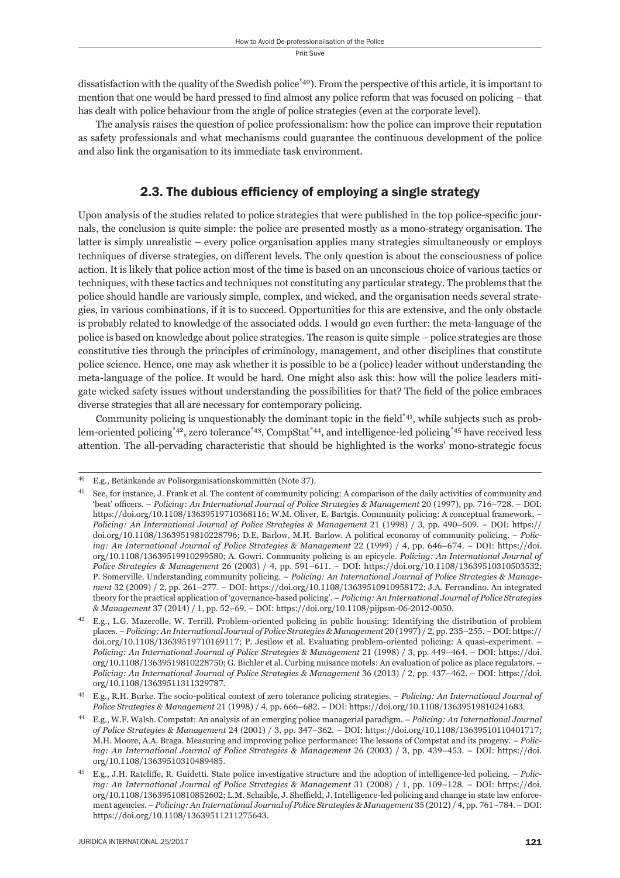dissatisfaction with the quality of the Swedish police[*40]). From the perspective of this article, it is important to mention that one would be hard pressed to find almost any police reform that was focused on policing – that has dealt with police behaviour from the angle of police strategies (even at the corporate level).

The analysis raises the question of police professionalism: how the police can improve their reputation as safety professionals and what mechanisms could guarantee the continuous development of the police and also link the organisation to its immediate task environment.

## 2.3. The dubious efficiency of employing a single strategy

Upon analysis of the studies related to police strategies that were published in the top police-specific journals, the conclusion is quite simple: the police are presented mostly as a mono-strategy organisation. The latter is simply unrealistic – every police organisation applies many strategies simultaneously or employs techniques of diverse strategies, on different levels. The only question is about the consciousness of police action. It is likely that police action most of the time is based on an unconscious choice of various tactics or techniques, with these tactics and techniques not constituting any particular strategy. The problems that the police should handle are variously simple, complex, and wicked, and the organisation needs several strategies, in various combinations, if it is to succeed. Opportunities for this are extensive, and the only obstacle is probably related to knowledge of the associated odds. I would go even further: the meta-language of the police is based on knowledge about police strategies. The reason is quite simple – police strategies are those constitutive ties through the principles of criminology, management, and other disciplines that constitute police science. Hence, one may ask whether it is possible to be a (police) leader without understanding the meta-language of the police. It would be hard. One might also ask this: how will the police leaders mitigate wicked safety issues without understanding the possibilities for that? The field of the police embraces diverse strategies that all are necessary for contemporary policing.

Community policing is unquestionably the dominant topic in the field[*41], while subjects such as problem-oriented policing[*42], zero tolerance[*43], CompStat[*44], and intelligence-led policing[*45] have received less attention. The all-pervading characteristic that should be highlighted is the works' mono-strategic focus

---

[40] E.g., Betänkande av Polisorganisationskommittén (Note 37).

[41] See, for instance, J. Frank et al. The content of community policing: A comparison of the daily activities of community and 'beat' officers. – *Policing: An International Journal of Police Strategies & Management* 20 (1997), pp. 716–728. – DOI: https://doi.org/10.1108/13639519710368116; W.M. Oliver, E. Bartgis. Community policing: A conceptual framework. – *Policing: An International Journal of Police Strategies & Management* 21 (1998) / 3, pp. 490–509. – DOI: https://doi.org/10.1108/13639519810228796; D.E. Barlow, M.H. Barlow. A political economy of community policing. – *Policing: An International Journal of Police Strategies & Management* 22 (1999) / 4, pp. 646–674. – DOI: https://doi.org/10.1108/13639519910299580; A. Gowri. Community policing is an epicycle. *Policing: An International Journal of Police Strategies & Management* 26 (2003) / 4, pp. 591–611. – DOI: https://doi.org/10.1108/13639510310503532; P. Somerville. Understanding community policing. – *Policing: An International Journal of Police Strategies & Management* 32 (2009) / 2, pp. 261–277. – DOI: https://doi.org/10.1108/13639510910958172; J.A. Ferrandino. An integrated theory for the practical application of 'governance-based policing'. – *Policing: An International Journal of Police Strategies & Management* 37 (2014) / 1, pp. 52–69. – DOI: https://doi.org/10.1108/pijpsm-06-2012-0050.

[42] E.g., L.G. Mazerolle, W. Terrill. Problem-oriented policing in public housing: Identifying the distribution of problem places. – *Policing: An International Journal of Police Strategies & Management* 20 (1997) / 2, pp. 235–255. – DOI: https://doi.org/10.1108/13639519710169117; P. Jesilow et al. Evaluating problem-oriented policing: A quasi-experiment. – *Policing: An International Journal of Police Strategies & Management* 21 (1998) / 3, pp. 449–464. – DOI: https://doi.org/10.1108/13639519810228750; G. Bichler et al. Curbing nuisance motels: An evaluation of police as place regulators. – *Policing: An International Journal of Police Strategies & Management* 36 (2013) / 2, pp. 437–462. – DOI: https://doi.org/10.1108/13639511311329787.

[43] E.g., R.H. Burke. The socio-political context of zero tolerance policing strategies. – *Policing: An International Journal of Police Strategies & Management* 21 (1998) / 4, pp. 666–682. – DOI: https://doi.org/10.1108/13639519810241683.

[44] E.g., W.F. Walsh. Compstat: An analysis of an emerging police managerial paradigm. – *Policing: An International Journal of Police Strategies & Management* 24 (2001) / 3, pp. 347–362. – DOI: https://doi.org/10.1108/13639510110401717; M.H. Moore, A.A. Braga. Measuring and improving police performance: The lessons of Compstat and its progeny. – *Policing: An International Journal of Police Strategies & Management* 26 (2003) / 3, pp. 439–453. – DOI: https://doi.org/10.1108/13639510310489485.

[45] E.g., J.H. Ratcliffe, R. Guidetti. State police investigative structure and the adoption of intelligence-led policing. – *Policing: An International Journal of Police Strategies & Management* 31 (2008) / 1, pp. 109–128. – DOI: https://doi.org/10.1108/13639510810852602; L.M. Schaible, J. Sheffield, J. Intelligence-led policing and change in state law enforcement agencies. – *Policing: An International Journal of Police Strategies & Management* 35 (2012) / 4, pp. 761–784. – DOI: https://doi.org/10.1108/13639511211275643.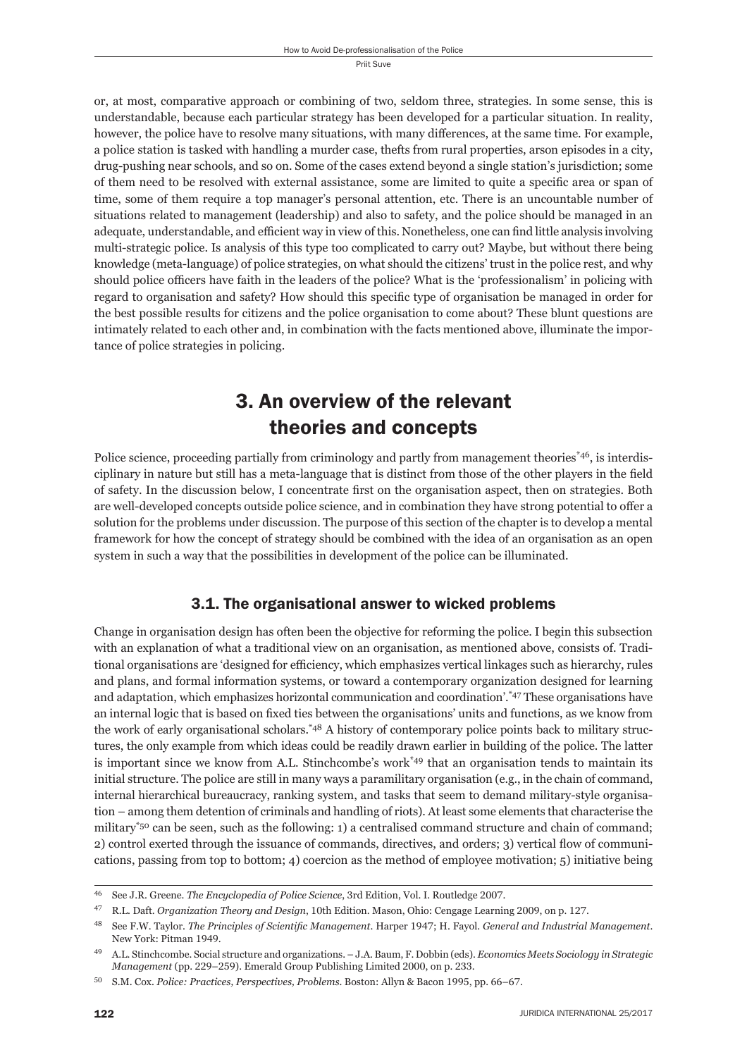or, at most, comparative approach or combining of two, seldom three, strategies. In some sense, this is understandable, because each particular strategy has been developed for a particular situation. In reality, however, the police have to resolve many situations, with many differences, at the same time. For example, a police station is tasked with handling a murder case, thefts from rural properties, arson episodes in a city, drug-pushing near schools, and so on. Some of the cases extend beyond a single station's jurisdiction; some of them need to be resolved with external assistance, some are limited to quite a specific area or span of time, some of them require a top manager's personal attention, etc. There is an uncountable number of situations related to management (leadership) and also to safety, and the police should be managed in an adequate, understandable, and efficient way in view of this. Nonetheless, one can find little analysis involving multi-strategic police. Is analysis of this type too complicated to carry out? Maybe, but without there being knowledge (meta-language) of police strategies, on what should the citizens' trust in the police rest, and why should police officers have faith in the leaders of the police? What is the 'professionalism' in policing with regard to organisation and safety? How should this specific type of organisation be managed in order for the best possible results for citizens and the police organisation to come about? These blunt questions are intimately related to each other and, in combination with the facts mentioned above, illuminate the importance of police strategies in policing.

## 3. An overview of the relevant theories and concepts

Police science, proceeding partially from criminology and partly from management theories[*46], is interdisciplinary in nature but still has a meta-language that is distinct from those of the other players in the field of safety. In the discussion below, I concentrate first on the organisation aspect, then on strategies. Both are well-developed concepts outside police science, and in combination they have strong potential to offer a solution for the problems under discussion. The purpose of this section of the chapter is to develop a mental framework for how the concept of strategy should be combined with the idea of an organisation as an open system in such a way that the possibilities in development of the police can be illuminated.

### 3.1. The organisational answer to wicked problems

Change in organisation design has often been the objective for reforming the police. I begin this subsection with an explanation of what a traditional view on an organisation, as mentioned above, consists of. Traditional organisations are 'designed for efficiency, which emphasizes vertical linkages such as hierarchy, rules and plans, and formal information systems, or toward a contemporary organization designed for learning and adaptation, which emphasizes horizontal communication and coordination'.[*47] These organisations have an internal logic that is based on fixed ties between the organisations' units and functions, as we know from the work of early organisational scholars.[*48] A history of contemporary police points back to military structures, the only example from which ideas could be readily drawn earlier in building of the police. The latter is important since we know from A.L. Stinchcombe's work[*49] that an organisation tends to maintain its initial structure. The police are still in many ways a paramilitary organisation (e.g., in the chain of command, internal hierarchical bureaucracy, ranking system, and tasks that seem to demand military-style organisation – among them detention of criminals and handling of riots). At least some elements that characterise the military[*50] can be seen, such as the following: 1) a centralised command structure and chain of command; 2) control exerted through the issuance of commands, directives, and orders; 3) vertical flow of communications, passing from top to bottom; 4) coercion as the method of employee motivation; 5) initiative being

---

46 See J.R. Greene. *The Encyclopedia of Police Science*, 3rd Edition, Vol. I. Routledge 2007.

47 R.L. Daft. *Organization Theory and Design*, 10th Edition. Mason, Ohio: Cengage Learning 2009, on p. 127.

48 See F.W. Taylor. *The Principles of Scientific Management*. Harper 1947; H. Fayol. *General and Industrial Management*. New York: Pitman 1949.

49 A.L. Stinchcombe. Social structure and organizations. – J.A. Baum, F. Dobbin (eds). *Economics Meets Sociology in Strategic Management* (pp. 229–259). Emerald Group Publishing Limited 2000, on p. 233.

50 S.M. Cox. *Police: Practices, Perspectives, Problems*. Boston: Allyn & Bacon 1995, pp. 66–67.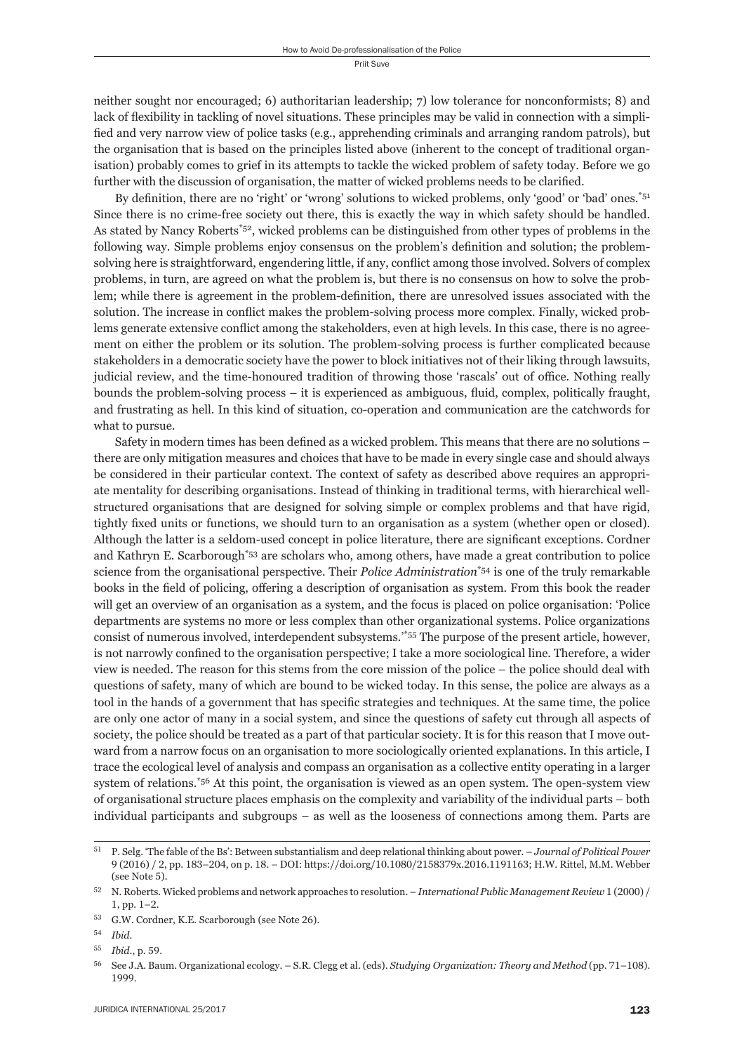neither sought nor encouraged; 6) authoritarian leadership; 7) low tolerance for nonconformists; 8) and lack of flexibility in tackling of novel situations. These principles may be valid in connection with a simplified and very narrow view of police tasks (e.g., apprehending criminals and arranging random patrols), but the organisation that is based on the principles listed above (inherent to the concept of traditional organisation) probably comes to grief in its attempts to tackle the wicked problem of safety today. Before we go further with the discussion of organisation, the matter of wicked problems needs to be clarified.

By definition, there are no 'right' or 'wrong' solutions to wicked problems, only 'good' or 'bad' ones.[*51] Since there is no crime-free society out there, this is exactly the way in which safety should be handled. As stated by Nancy Roberts[*52], wicked problems can be distinguished from other types of problems in the following way. Simple problems enjoy consensus on the problem's definition and solution; the problem-solving here is straightforward, engendering little, if any, conflict among those involved. Solvers of complex problems, in turn, are agreed on what the problem is, but there is no consensus on how to solve the problem; while there is agreement in the problem-definition, there are unresolved issues associated with the solution. The increase in conflict makes the problem-solving process more complex. Finally, wicked problems generate extensive conflict among the stakeholders, even at high levels. In this case, there is no agreement on either the problem or its solution. The problem-solving process is further complicated because stakeholders in a democratic society have the power to block initiatives not of their liking through lawsuits, judicial review, and the time-honoured tradition of throwing those 'rascals' out of office. Nothing really bounds the problem-solving process – it is experienced as ambiguous, fluid, complex, politically fraught, and frustrating as hell. In this kind of situation, co-operation and communication are the catchwords for what to pursue.

Safety in modern times has been defined as a wicked problem. This means that there are no solutions – there are only mitigation measures and choices that have to be made in every single case and should always be considered in their particular context. The context of safety as described above requires an appropriate mentality for describing organisations. Instead of thinking in traditional terms, with hierarchical well-structured organisations that are designed for solving simple or complex problems and that have rigid, tightly fixed units or functions, we should turn to an organisation as a system (whether open or closed). Although the latter is a seldom-used concept in police literature, there are significant exceptions. Cordner and Kathryn E. Scarborough[*53] are scholars who, among others, have made a great contribution to police science from the organisational perspective. Their *Police Administration*[*54] is one of the truly remarkable books in the field of policing, offering a description of organisation as system. From this book the reader will get an overview of an organisation as a system, and the focus is placed on police organisation: 'Police departments are systems no more or less complex than other organizational systems. Police organizations consist of numerous involved, interdependent subsystems.'[*55] The purpose of the present article, however, is not narrowly confined to the organisation perspective; I take a more sociological line. Therefore, a wider view is needed. The reason for this stems from the core mission of the police – the police should deal with questions of safety, many of which are bound to be wicked today. In this sense, the police are always as a tool in the hands of a government that has specific strategies and techniques. At the same time, the police are only one actor of many in a social system, and since the questions of safety cut through all aspects of society, the police should be treated as a part of that particular society. It is for this reason that I move outward from a narrow focus on an organisation to more sociologically oriented explanations. In this article, I trace the ecological level of analysis and compass an organisation as a collective entity operating in a larger system of relations.[*56] At this point, the organisation is viewed as an open system. The open-system view of organisational structure places emphasis on the complexity and variability of the individual parts – both individual participants and subgroups – as well as the looseness of connections among them. Parts are

---

51 P. Selg. 'The fable of the Bs': Between substantialism and deep relational thinking about power. – *Journal of Political Power* 9 (2016) / 2, pp. 183–204, on p. 18. – DOI: https://doi.org/10.1080/2158379x.2016.1191163; H.W. Rittel, M.M. Webber (see Note 5).

52 N. Roberts. Wicked problems and network approaches to resolution. – *International Public Management Review* 1 (2000) / 1, pp. 1–2.

53 G.W. Cordner, K.E. Scarborough (see Note 26).

54 *Ibid.*

55 *Ibid.*, p. 59.

56 See J.A. Baum. Organizational ecology. – S.R. Clegg et al. (eds). *Studying Organization: Theory and Method* (pp. 71–108). 1999.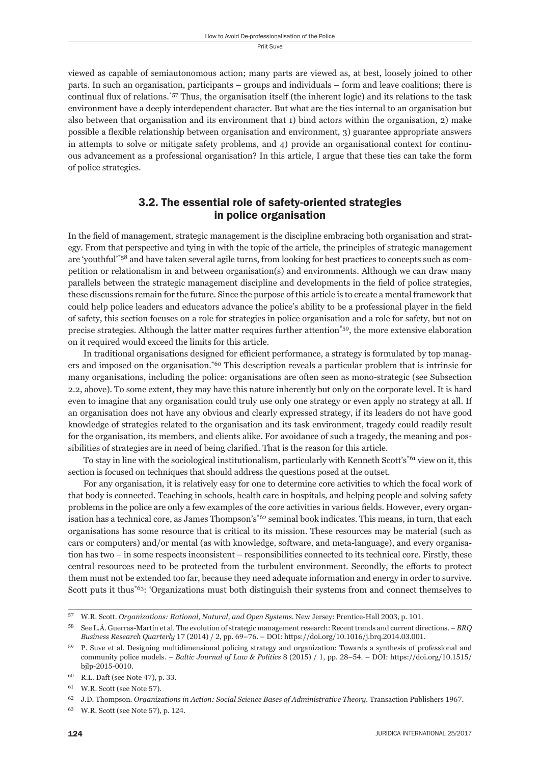viewed as capable of semiautonomous action; many parts are viewed as, at best, loosely joined to other parts. In such an organisation, participants – groups and individuals – form and leave coalitions; there is continual flux of relations.'[57] Thus, the organisation itself (the inherent logic) and its relations to the task environment have a deeply interdependent character. But what are the ties internal to an organisation but also between that organisation and its environment that 1) bind actors within the organisation, 2) make possible a flexible relationship between organisation and environment, 3) guarantee appropriate answers in attempts to solve or mitigate safety problems, and 4) provide an organisational context for continuous advancement as a professional organisation? In this article, I argue that these ties can take the form of police strategies.

## 3.2. The essential role of safety-oriented strategies in police organisation

In the field of management, strategic management is the discipline embracing both organisation and strategy. From that perspective and tying in with the topic of the article, the principles of strategic management are 'youthful'[58] and have taken several agile turns, from looking for best practices to concepts such as competition or relationalism in and between organisation(s) and environments. Although we can draw many parallels between the strategic management discipline and developments in the field of police strategies, these discussions remain for the future. Since the purpose of this article is to create a mental framework that could help police leaders and educators advance the police's ability to be a professional player in the field of safety, this section focuses on a role for strategies in police organisation and a role for safety, but not on precise strategies. Although the latter matter requires further attention[59], the more extensive elaboration on it required would exceed the limits for this article.

In traditional organisations designed for efficient performance, a strategy is formulated by top managers and imposed on the organisation.[60] This description reveals a particular problem that is intrinsic for many organisations, including the police: organisations are often seen as mono-strategic (see Subsection 2.2, above). To some extent, they may have this nature inherently but only on the corporate level. It is hard even to imagine that any organisation could truly use only one strategy or even apply no strategy at all. If an organisation does not have any obvious and clearly expressed strategy, if its leaders do not have good knowledge of strategies related to the organisation and its task environment, tragedy could readily result for the organisation, its members, and clients alike. For avoidance of such a tragedy, the meaning and possibilities of strategies are in need of being clarified. That is the reason for this article.

To stay in line with the sociological institutionalism, particularly with Kenneth Scott's[61] view on it, this section is focused on techniques that should address the questions posed at the outset.

For any organisation, it is relatively easy for one to determine core activities to which the focal work of that body is connected. Teaching in schools, health care in hospitals, and helping people and solving safety problems in the police are only a few examples of the core activities in various fields. However, every organisation has a technical core, as James Thompson's[62] seminal book indicates. This means, in turn, that each organisations has some resource that is critical to its mission. These resources may be material (such as cars or computers) and/or mental (as with knowledge, software, and meta-language), and every organisation has two – in some respects inconsistent – responsibilities connected to its technical core. Firstly, these central resources need to be protected from the turbulent environment. Secondly, the efforts to protect them must not be extended too far, because they need adequate information and energy in order to survive. Scott puts it thus[63]: 'Organizations must both distinguish their systems from and connect themselves to

---

[57] W.R. Scott. *Organizations: Rational, Natural, and Open Systems*. New Jersey: Prentice-Hall 2003, p. 101.

[58] See L.Á. Guerras-Martín et al. The evolution of strategic management research: Recent trends and current directions. – *BRQ Business Research Quarterly* 17 (2014) / 2, pp. 69–76. – DOI: https://doi.org/10.1016/j.brq.2014.03.001.

[59] P. Suve et al. Designing multidimensional policing strategy and organization: Towards a synthesis of professional and community police models. – *Baltic Journal of Law & Politics* 8 (2015) / 1, pp. 28–54. – DOI: https://doi.org/10.1515/bjlp-2015-0010.

[60] R.L. Daft (see Note 47), p. 33.

[61] W.R. Scott (see Note 57).

[62] J.D. Thompson. *Organizations in Action: Social Science Bases of Administrative Theory*. Transaction Publishers 1967.

[63] W.R. Scott (see Note 57), p. 124.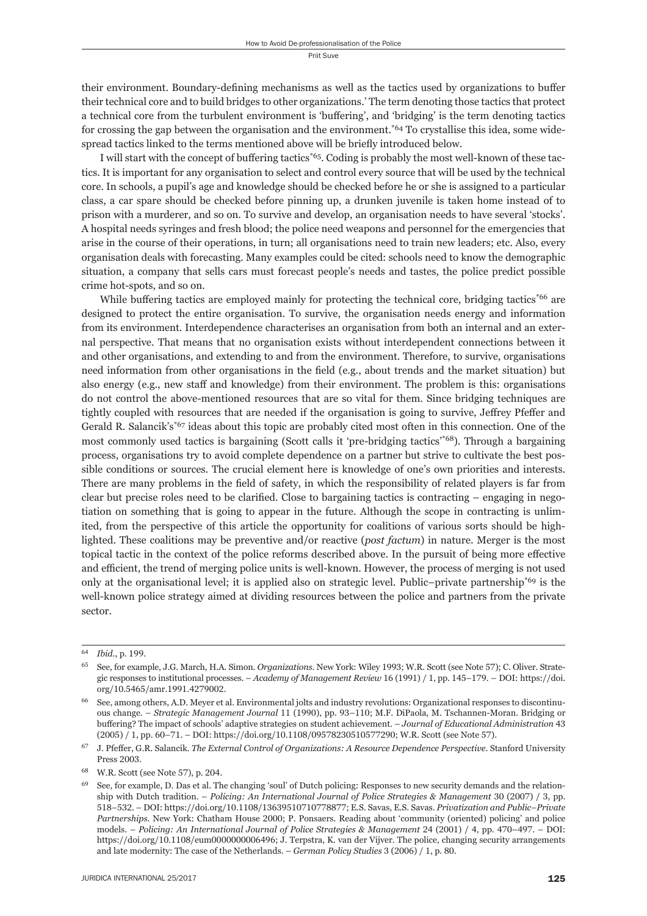their environment. Boundary-defining mechanisms as well as the tactics used by organizations to buffer their technical core and to build bridges to other organizations.' The term denoting those tactics that protect a technical core from the turbulent environment is 'buffering', and 'bridging' is the term denoting tactics for crossing the gap between the organisation and the environment.[*64] To crystallise this idea, some widespread tactics linked to the terms mentioned above will be briefly introduced below.

I will start with the concept of buffering tactics[*65]. Coding is probably the most well-known of these tactics. It is important for any organisation to select and control every source that will be used by the technical core. In schools, a pupil's age and knowledge should be checked before he or she is assigned to a particular class, a car spare should be checked before pinning up, a drunken juvenile is taken home instead of to prison with a murderer, and so on. To survive and develop, an organisation needs to have several 'stocks'. A hospital needs syringes and fresh blood; the police need weapons and personnel for the emergencies that arise in the course of their operations, in turn; all organisations need to train new leaders; etc. Also, every organisation deals with forecasting. Many examples could be cited: schools need to know the demographic situation, a company that sells cars must forecast people's needs and tastes, the police predict possible crime hot-spots, and so on.

While buffering tactics are employed mainly for protecting the technical core, bridging tactics[*66] are designed to protect the entire organisation. To survive, the organisation needs energy and information from its environment. Interdependence characterises an organisation from both an internal and an external perspective. That means that no organisation exists without interdependent connections between it and other organisations, and extending to and from the environment. Therefore, to survive, organisations need information from other organisations in the field (e.g., about trends and the market situation) but also energy (e.g., new staff and knowledge) from their environment. The problem is this: organisations do not control the above-mentioned resources that are so vital for them. Since bridging techniques are tightly coupled with resources that are needed if the organisation is going to survive, Jeffrey Pfeffer and Gerald R. Salancik's[*67] ideas about this topic are probably cited most often in this connection. One of the most commonly used tactics is bargaining (Scott calls it 'pre-bridging tactics'[*68]). Through a bargaining process, organisations try to avoid complete dependence on a partner but strive to cultivate the best possible conditions or sources. The crucial element here is knowledge of one's own priorities and interests. There are many problems in the field of safety, in which the responsibility of related players is far from clear but precise roles need to be clarified. Close to bargaining tactics is contracting – engaging in negotiation on something that is going to appear in the future. Although the scope in contracting is unlimited, from the perspective of this article the opportunity for coalitions of various sorts should be highlighted. These coalitions may be preventive and/or reactive (*post factum*) in nature. Merger is the most topical tactic in the context of the police reforms described above. In the pursuit of being more effective and efficient, the trend of merging police units is well-known. However, the process of merging is not used only at the organisational level; it is applied also on strategic level. Public–private partnership[*69] is the well-known police strategy aimed at dividing resources between the police and partners from the private sector.

---

64 *Ibid*., p. 199.

65 See, for example, J.G. March, H.A. Simon. *Organizations*. New York: Wiley 1993; W.R. Scott (see Note 57); C. Oliver. Strategic responses to institutional processes. – *Academy of Management Review* 16 (1991) / 1, pp. 145–179. – DOI: https://doi.org/10.5465/amr.1991.4279002.

66 See, among others, A.D. Meyer et al. Environmental jolts and industry revolutions: Organizational responses to discontinuous change. – *Strategic Management Journal* 11 (1990), pp. 93–110; M.F. DiPaola, M. Tschannen-Moran. Bridging or buffering? The impact of schools' adaptive strategies on student achievement. – *Journal of Educational Administration* 43 (2005) / 1, pp. 60–71. – DOI: https://doi.org/10.1108/09578230510577290; W.R. Scott (see Note 57).

67 J. Pfeffer, G.R. Salancik. *The External Control of Organizations: A Resource Dependence Perspective*. Stanford University Press 2003.

68 W.R. Scott (see Note 57), p. 204.

69 See, for example, D. Das et al. The changing 'soul' of Dutch policing: Responses to new security demands and the relationship with Dutch tradition. – *Policing: An International Journal of Police Strategies & Management* 30 (2007) / 3, pp. 518–532. – DOI: https://doi.org/10.1108/13639510710778877; E.S. Savas, E.S. Savas. *Privatization and Public–Private Partnerships*. New York: Chatham House 2000; P. Ponsaers. Reading about 'community (oriented) policing' and police models. – *Policing: An International Journal of Police Strategies & Management* 24 (2001) / 4, pp. 470–497. – DOI: https://doi.org/10.1108/eum0000000006496; J. Terpstra, K. van der Vijver. The police, changing security arrangements and late modernity: The case of the Netherlands. – *German Policy Studies* 3 (2006) / 1, p. 80.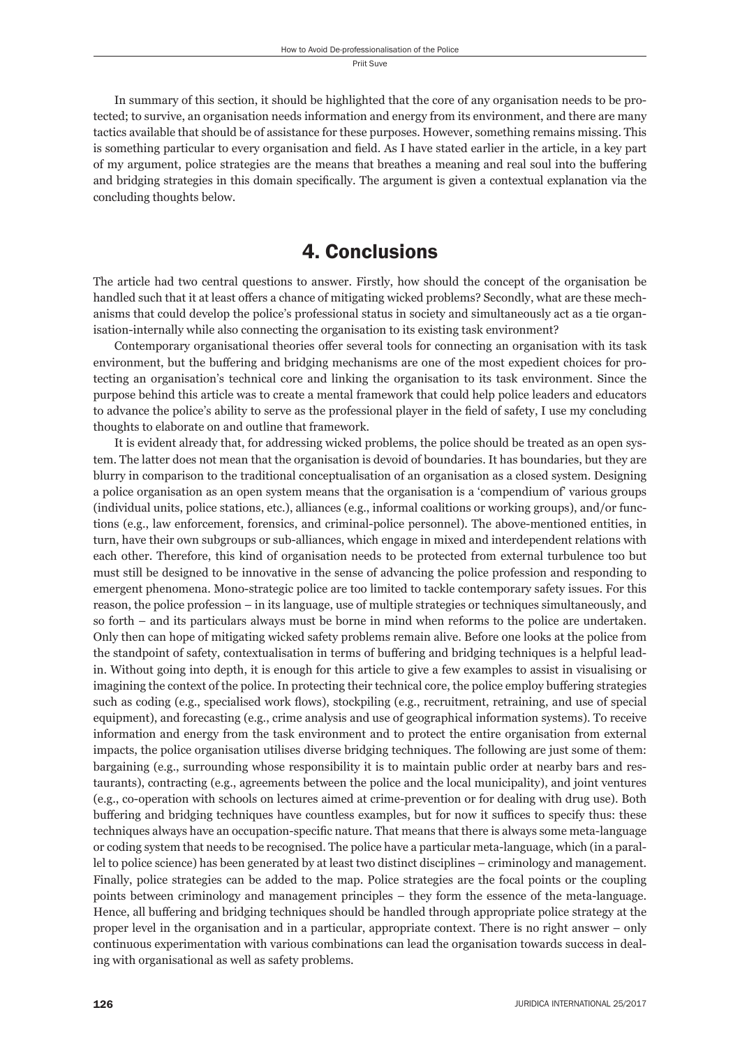In summary of this section, it should be highlighted that the core of any organisation needs to be protected; to survive, an organisation needs information and energy from its environment, and there are many tactics available that should be of assistance for these purposes. However, something remains missing. This is something particular to every organisation and field. As I have stated earlier in the article, in a key part of my argument, police strategies are the means that breathes a meaning and real soul into the buffering and bridging strategies in this domain specifically. The argument is given a contextual explanation via the concluding thoughts below.

## 4. Conclusions

The article had two central questions to answer. Firstly, how should the concept of the organisation be handled such that it at least offers a chance of mitigating wicked problems? Secondly, what are these mechanisms that could develop the police's professional status in society and simultaneously act as a tie organisation-internally while also connecting the organisation to its existing task environment?

Contemporary organisational theories offer several tools for connecting an organisation with its task environment, but the buffering and bridging mechanisms are one of the most expedient choices for protecting an organisation's technical core and linking the organisation to its task environment. Since the purpose behind this article was to create a mental framework that could help police leaders and educators to advance the police's ability to serve as the professional player in the field of safety, I use my concluding thoughts to elaborate on and outline that framework.

It is evident already that, for addressing wicked problems, the police should be treated as an open system. The latter does not mean that the organisation is devoid of boundaries. It has boundaries, but they are blurry in comparison to the traditional conceptualisation of an organisation as a closed system. Designing a police organisation as an open system means that the organisation is a 'compendium of' various groups (individual units, police stations, etc.), alliances (e.g., informal coalitions or working groups), and/or functions (e.g., law enforcement, forensics, and criminal-police personnel). The above-mentioned entities, in turn, have their own subgroups or sub-alliances, which engage in mixed and interdependent relations with each other. Therefore, this kind of organisation needs to be protected from external turbulence too but must still be designed to be innovative in the sense of advancing the police profession and responding to emergent phenomena. Mono-strategic police are too limited to tackle contemporary safety issues. For this reason, the police profession – in its language, use of multiple strategies or techniques simultaneously, and so forth – and its particulars always must be borne in mind when reforms to the police are undertaken. Only then can hope of mitigating wicked safety problems remain alive. Before one looks at the police from the standpoint of safety, contextualisation in terms of buffering and bridging techniques is a helpful lead-in. Without going into depth, it is enough for this article to give a few examples to assist in visualising or imagining the context of the police. In protecting their technical core, the police employ buffering strategies such as coding (e.g., specialised work flows), stockpiling (e.g., recruitment, retraining, and use of special equipment), and forecasting (e.g., crime analysis and use of geographical information systems). To receive information and energy from the task environment and to protect the entire organisation from external impacts, the police organisation utilises diverse bridging techniques. The following are just some of them: bargaining (e.g., surrounding whose responsibility it is to maintain public order at nearby bars and restaurants), contracting (e.g., agreements between the police and the local municipality), and joint ventures (e.g., co-operation with schools on lectures aimed at crime-prevention or for dealing with drug use). Both buffering and bridging techniques have countless examples, but for now it suffices to specify thus: these techniques always have an occupation-specific nature. That means that there is always some meta-language or coding system that needs to be recognised. The police have a particular meta-language, which (in a parallel to police science) has been generated by at least two distinct disciplines – criminology and management. Finally, police strategies can be added to the map. Police strategies are the focal points or the coupling points between criminology and management principles – they form the essence of the meta-language. Hence, all buffering and bridging techniques should be handled through appropriate police strategy at the proper level in the organisation and in a particular, appropriate context. There is no right answer – only continuous experimentation with various combinations can lead the organisation towards success in dealing with organisational as well as safety problems.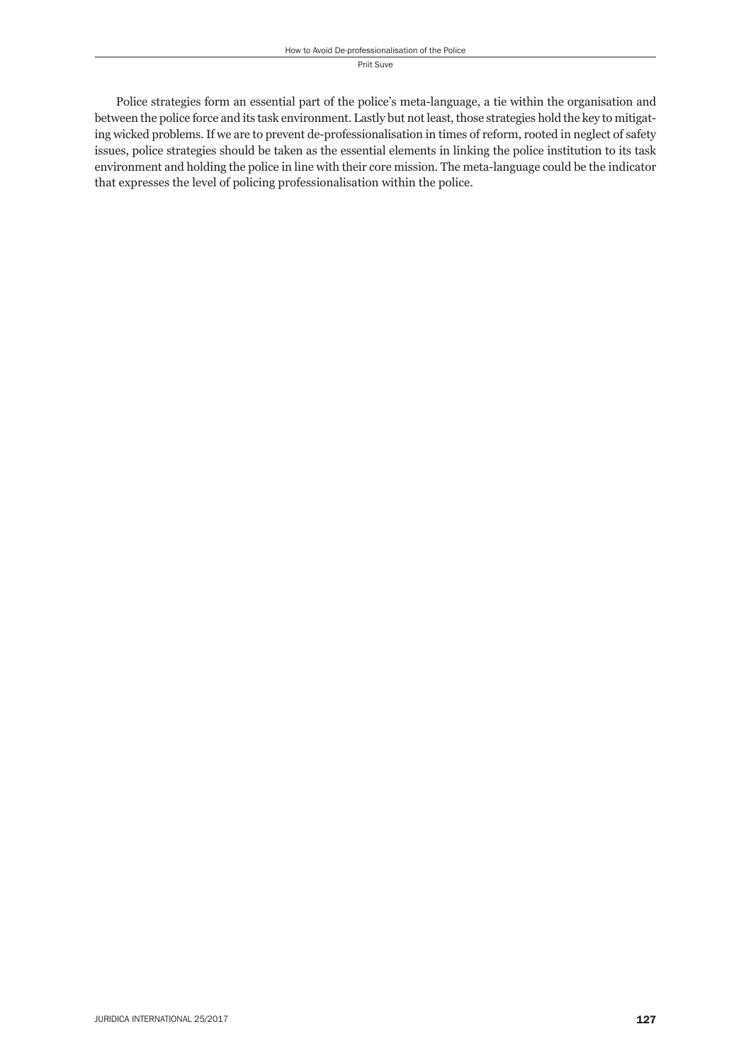Police strategies form an essential part of the police's meta-language, a tie within the organisation and between the police force and its task environment. Lastly but not least, those strategies hold the key to mitigating wicked problems. If we are to prevent de-professionalisation in times of reform, rooted in neglect of safety issues, police strategies should be taken as the essential elements in linking the police institution to its task environment and holding the police in line with their core mission. The meta-language could be the indicator that expresses the level of policing professionalisation within the police.